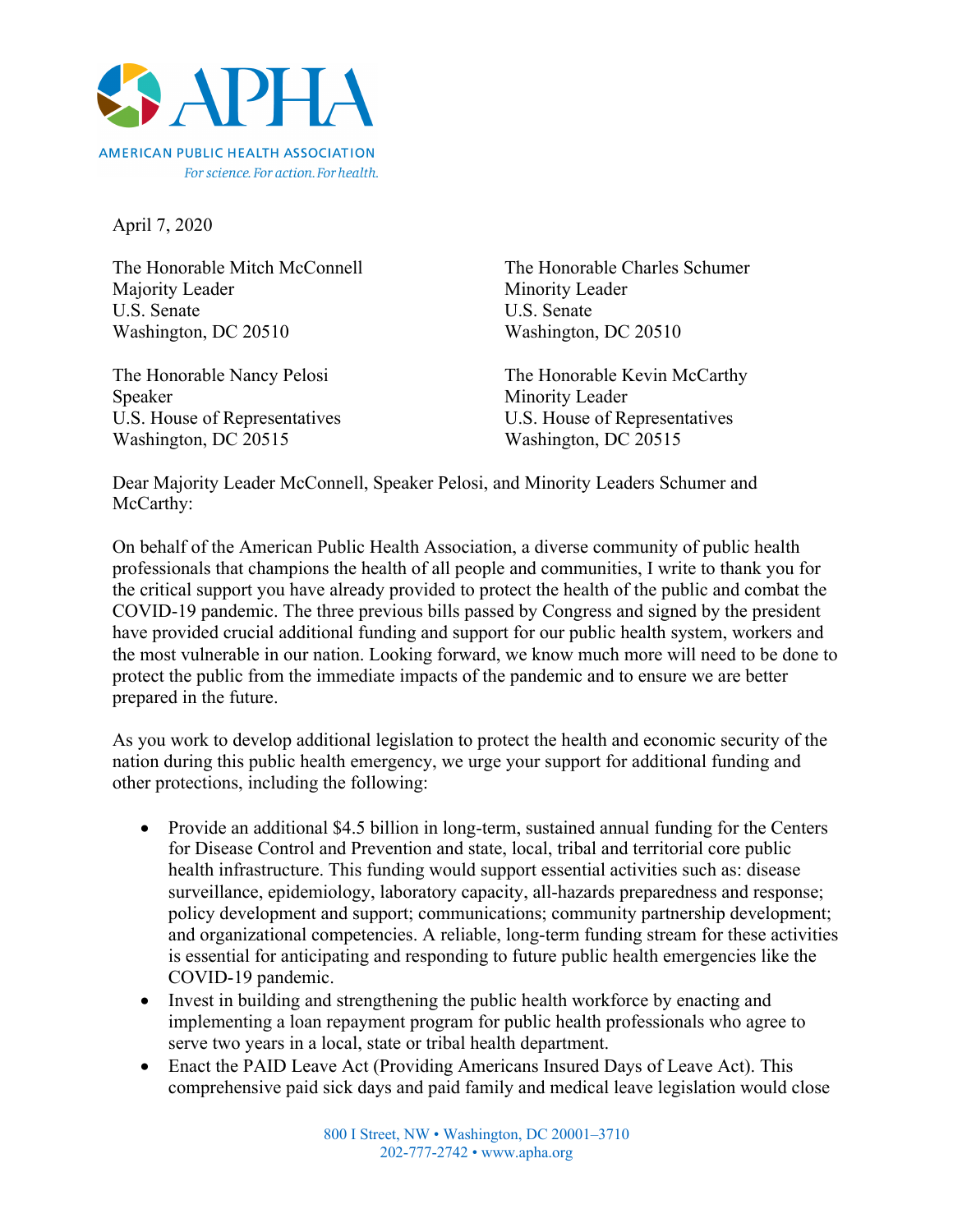AMERICAN PUBLIC HEALTH ASSOCIATION
*For science. For action. For health.*

April 7, 2020

The Honorable Mitch McConnell
Majority Leader
U.S. Senate
Washington, DC 20510

The Honorable Charles Schumer
Minority Leader
U.S. Senate
Washington, DC 20510

The Honorable Nancy Pelosi
Speaker
U.S. House of Representatives
Washington, DC 20515

The Honorable Kevin McCarthy
Minority Leader
U.S. House of Representatives
Washington, DC 20515

Dear Majority Leader McConnell, Speaker Pelosi, and Minority Leaders Schumer and McCarthy:

On behalf of the American Public Health Association, a diverse community of public health professionals that champions the health of all people and communities, I write to thank you for the critical support you have already provided to protect the health of the public and combat the COVID-19 pandemic. The three previous bills passed by Congress and signed by the president have provided crucial additional funding and support for our public health system, workers and the most vulnerable in our nation. Looking forward, we know much more will need to be done to protect the public from the immediate impacts of the pandemic and to ensure we are better prepared in the future.

As you work to develop additional legislation to protect the health and economic security of the nation during this public health emergency, we urge your support for additional funding and other protections, including the following:

- Provide an additional $4.5 billion in long-term, sustained annual funding for the Centers for Disease Control and Prevention and state, local, tribal and territorial core public health infrastructure. This funding would support essential activities such as: disease surveillance, epidemiology, laboratory capacity, all-hazards preparedness and response; policy development and support; communications; community partnership development; and organizational competencies. A reliable, long-term funding stream for these activities is essential for anticipating and responding to future public health emergencies like the COVID-19 pandemic.
- Invest in building and strengthening the public health workforce by enacting and implementing a loan repayment program for public health professionals who agree to serve two years in a local, state or tribal health department.
- Enact the PAID Leave Act (Providing Americans Insured Days of Leave Act). This comprehensive paid sick days and paid family and medical leave legislation would close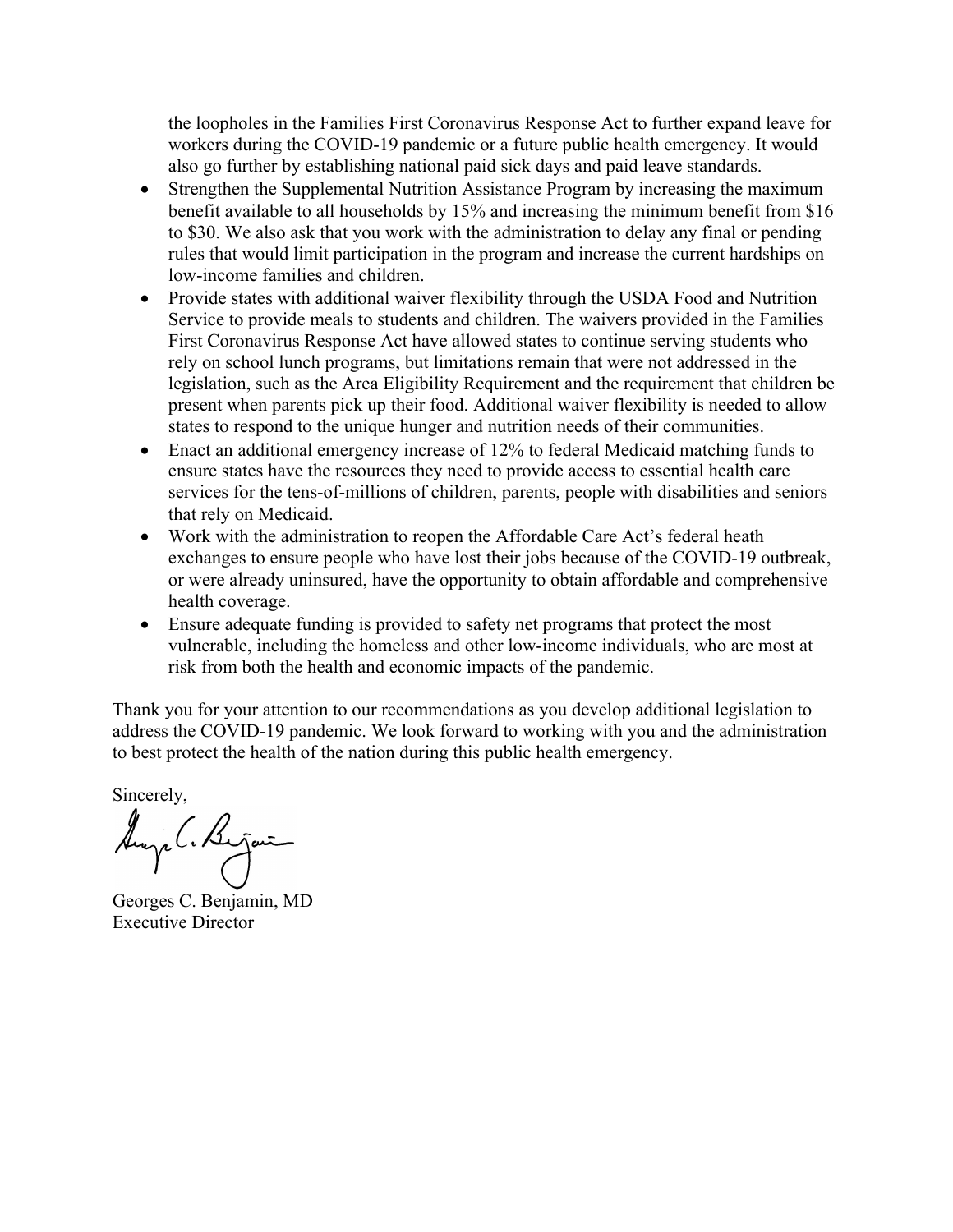the loopholes in the Families First Coronavirus Response Act to further expand leave for workers during the COVID-19 pandemic or a future public health emergency. It would also go further by establishing national paid sick days and paid leave standards.

- Strengthen the Supplemental Nutrition Assistance Program by increasing the maximum benefit available to all households by 15% and increasing the minimum benefit from $16 to $30. We also ask that you work with the administration to delay any final or pending rules that would limit participation in the program and increase the current hardships on low-income families and children.
- Provide states with additional waiver flexibility through the USDA Food and Nutrition Service to provide meals to students and children. The waivers provided in the Families First Coronavirus Response Act have allowed states to continue serving students who rely on school lunch programs, but limitations remain that were not addressed in the legislation, such as the Area Eligibility Requirement and the requirement that children be present when parents pick up their food. Additional waiver flexibility is needed to allow states to respond to the unique hunger and nutrition needs of their communities.
- Enact an additional emergency increase of 12% to federal Medicaid matching funds to ensure states have the resources they need to provide access to essential health care services for the tens-of-millions of children, parents, people with disabilities and seniors that rely on Medicaid.
- Work with the administration to reopen the Affordable Care Act's federal heath exchanges to ensure people who have lost their jobs because of the COVID-19 outbreak, or were already uninsured, have the opportunity to obtain affordable and comprehensive health coverage.
- Ensure adequate funding is provided to safety net programs that protect the most vulnerable, including the homeless and other low-income individuals, who are most at risk from both the health and economic impacts of the pandemic.

Thank you for your attention to our recommendations as you develop additional legislation to address the COVID-19 pandemic. We look forward to working with you and the administration to best protect the health of the nation during this public health emergency.

Sincerely,

Georges C. Benjamin, MD
Executive Director